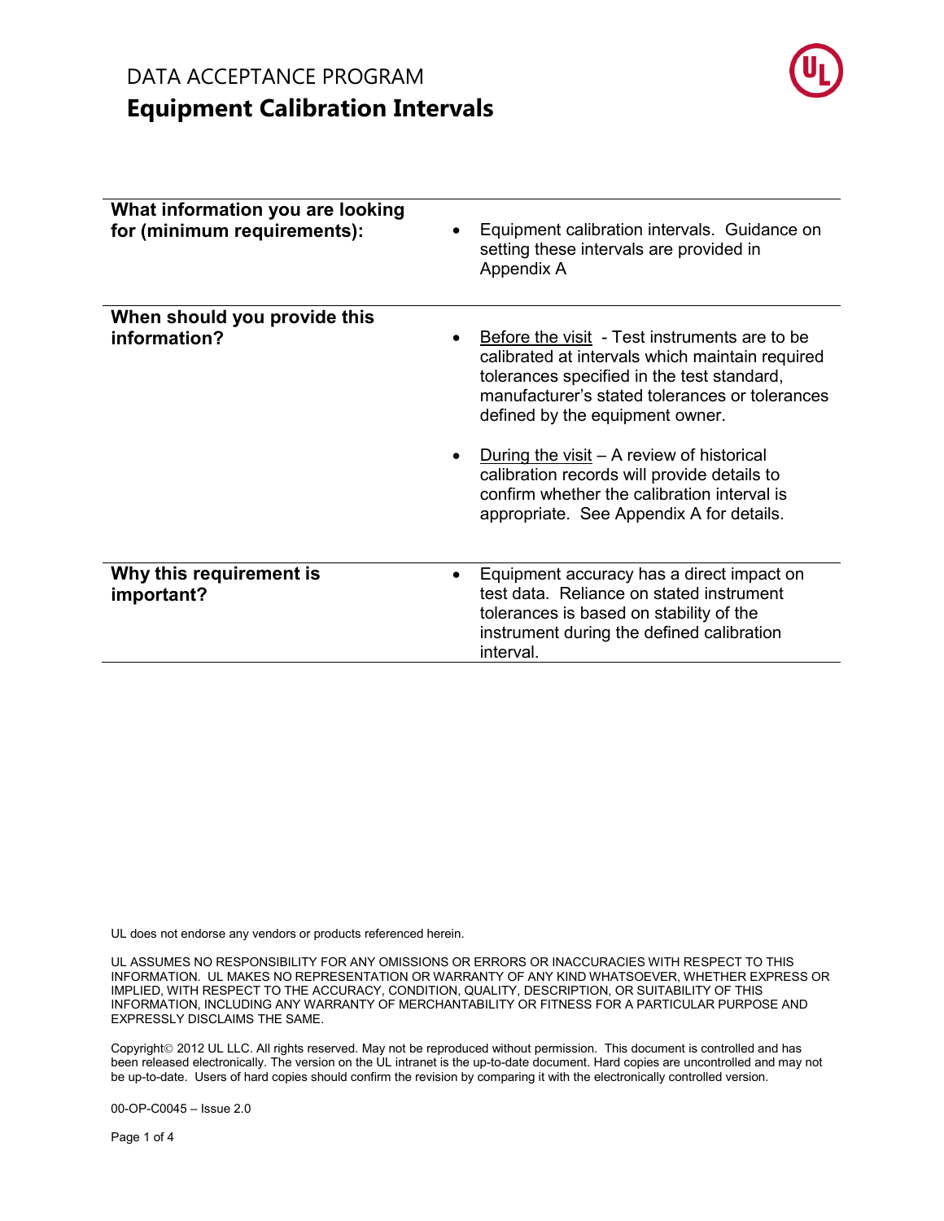# DATA ACCEPTANCE PROGRAM

## Equipment Calibration Intervals

| | |
|---|---|
| **What information you are looking for (minimum requirements):** | • Equipment calibration intervals. Guidance on setting these intervals are provided in Appendix A |
| **When should you provide this information?** | • Before the visit - Test instruments are to be calibrated at intervals which maintain required tolerances specified in the test standard, manufacturer's stated tolerances or tolerances defined by the equipment owner.<br><br>• During the visit – A review of historical calibration records will provide details to confirm whether the calibration interval is appropriate. See Appendix A for details. |
| **Why this requirement is important?** | • Equipment accuracy has a direct impact on test data. Reliance on stated instrument tolerances is based on stability of the instrument during the defined calibration interval. |

UL does not endorse any vendors or products referenced herein.

UL ASSUMES NO RESPONSIBILITY FOR ANY OMISSIONS OR ERRORS OR INACCURACIES WITH RESPECT TO THIS INFORMATION. UL MAKES NO REPRESENTATION OR WARRANTY OF ANY KIND WHATSOEVER, WHETHER EXPRESS OR IMPLIED, WITH RESPECT TO THE ACCURACY, CONDITION, QUALITY, DESCRIPTION, OR SUITABILITY OF THIS INFORMATION, INCLUDING ANY WARRANTY OF MERCHANTABILITY OR FITNESS FOR A PARTICULAR PURPOSE AND EXPRESSLY DISCLAIMS THE SAME.

Copyright© 2012 UL LLC. All rights reserved. May not be reproduced without permission. This document is controlled and has been released electronically. The version on the UL intranet is the up-to-date document. Hard copies are uncontrolled and may not be up-to-date. Users of hard copies should confirm the revision by comparing it with the electronically controlled version.

00-OP-C0045 – Issue 2.0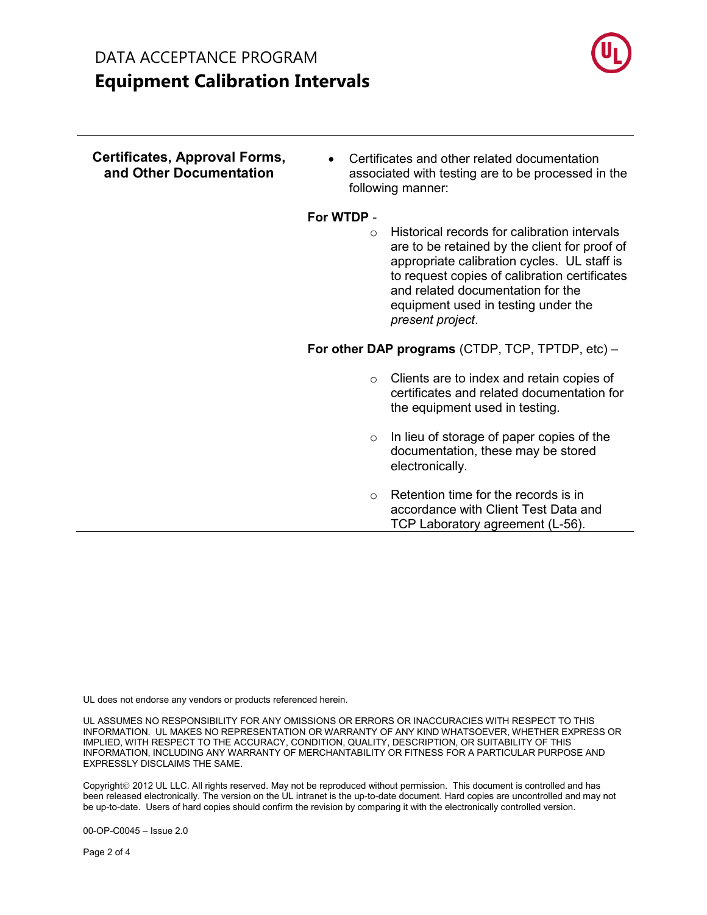**Certificates, Approval Forms, and Other Documentation**

- Certificates and other related documentation associated with testing are to be processed in the following manner:

**For WTDP** -

- Historical records for calibration intervals are to be retained by the client for proof of appropriate calibration cycles. UL staff is to request copies of calibration certificates and related documentation for the equipment used in testing under the *present project*.

**For other DAP programs** (CTDP, TCP, TPTDP, etc) –

- Clients are to index and retain copies of certificates and related documentation for the equipment used in testing.
- In lieu of storage of paper copies of the documentation, these may be stored electronically.
- Retention time for the records is in accordance with Client Test Data and TCP Laboratory agreement (L-56).

UL does not endorse any vendors or products referenced herein.

UL ASSUMES NO RESPONSIBILITY FOR ANY OMISSIONS OR ERRORS OR INACCURACIES WITH RESPECT TO THIS INFORMATION. UL MAKES NO REPRESENTATION OR WARRANTY OF ANY KIND WHATSOEVER, WHETHER EXPRESS OR IMPLIED, WITH RESPECT TO THE ACCURACY, CONDITION, QUALITY, DESCRIPTION, OR SUITABILITY OF THIS INFORMATION, INCLUDING ANY WARRANTY OF MERCHANTABILITY OR FITNESS FOR A PARTICULAR PURPOSE AND EXPRESSLY DISCLAIMS THE SAME.

Copyright© 2012 UL LLC. All rights reserved. May not be reproduced without permission. This document is controlled and has been released electronically. The version on the UL intranet is the up-to-date document. Hard copies are uncontrolled and may not be up-to-date. Users of hard copies should confirm the revision by comparing it with the electronically controlled version.

00-OP-C0045 – Issue 2.0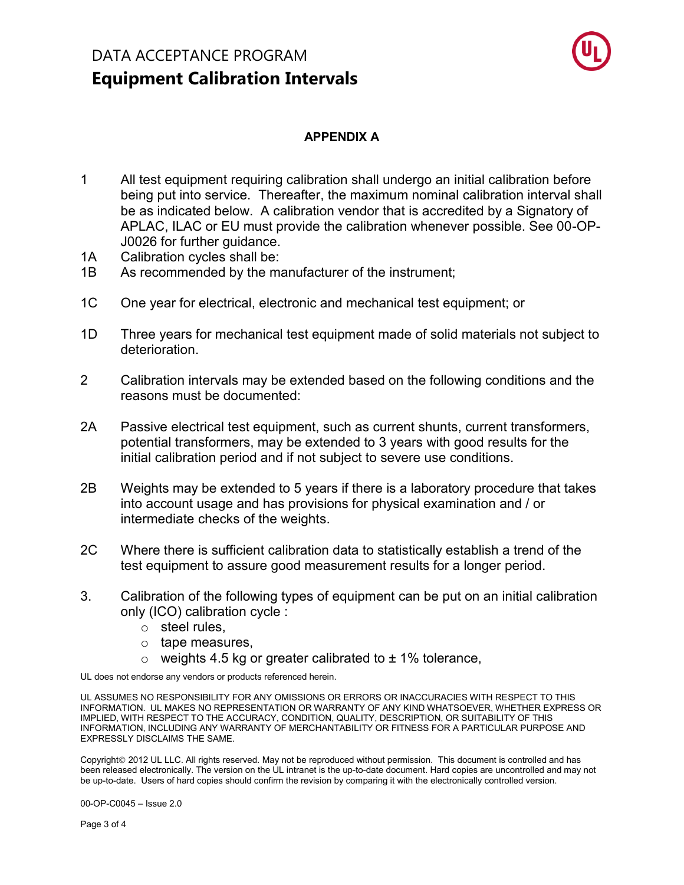## APPENDIX A

1 All test equipment requiring calibration shall undergo an initial calibration before being put into service. Thereafter, the maximum nominal calibration interval shall be as indicated below. A calibration vendor that is accredited by a Signatory of APLAC, ILAC or EU must provide the calibration whenever possible. See 00-OP-J0026 for further guidance.

1A Calibration cycles shall be:

1B As recommended by the manufacturer of the instrument;

1C One year for electrical, electronic and mechanical test equipment; or

1D Three years for mechanical test equipment made of solid materials not subject to deterioration.

2 Calibration intervals may be extended based on the following conditions and the reasons must be documented:

2A Passive electrical test equipment, such as current shunts, current transformers, potential transformers, may be extended to 3 years with good results for the initial calibration period and if not subject to severe use conditions.

2B Weights may be extended to 5 years if there is a laboratory procedure that takes into account usage and has provisions for physical examination and / or intermediate checks of the weights.

2C Where there is sufficient calibration data to statistically establish a trend of the test equipment to assure good measurement results for a longer period.

3. Calibration of the following types of equipment can be put on an initial calibration only (ICO) calibration cycle :

- steel rules,
- tape measures,
- weights 4.5 kg or greater calibrated to ± 1% tolerance,

UL does not endorse any vendors or products referenced herein.

UL ASSUMES NO RESPONSIBILITY FOR ANY OMISSIONS OR ERRORS OR INACCURACIES WITH RESPECT TO THIS INFORMATION. UL MAKES NO REPRESENTATION OR WARRANTY OF ANY KIND WHATSOEVER, WHETHER EXPRESS OR IMPLIED, WITH RESPECT TO THE ACCURACY, CONDITION, QUALITY, DESCRIPTION, OR SUITABILITY OF THIS INFORMATION, INCLUDING ANY WARRANTY OF MERCHANTABILITY OR FITNESS FOR A PARTICULAR PURPOSE AND EXPRESSLY DISCLAIMS THE SAME.

Copyright© 2012 UL LLC. All rights reserved. May not be reproduced without permission. This document is controlled and has been released electronically. The version on the UL intranet is the up-to-date document. Hard copies are uncontrolled and may not be up-to-date. Users of hard copies should confirm the revision by comparing it with the electronically controlled version.

00-OP-C0045 – Issue 2.0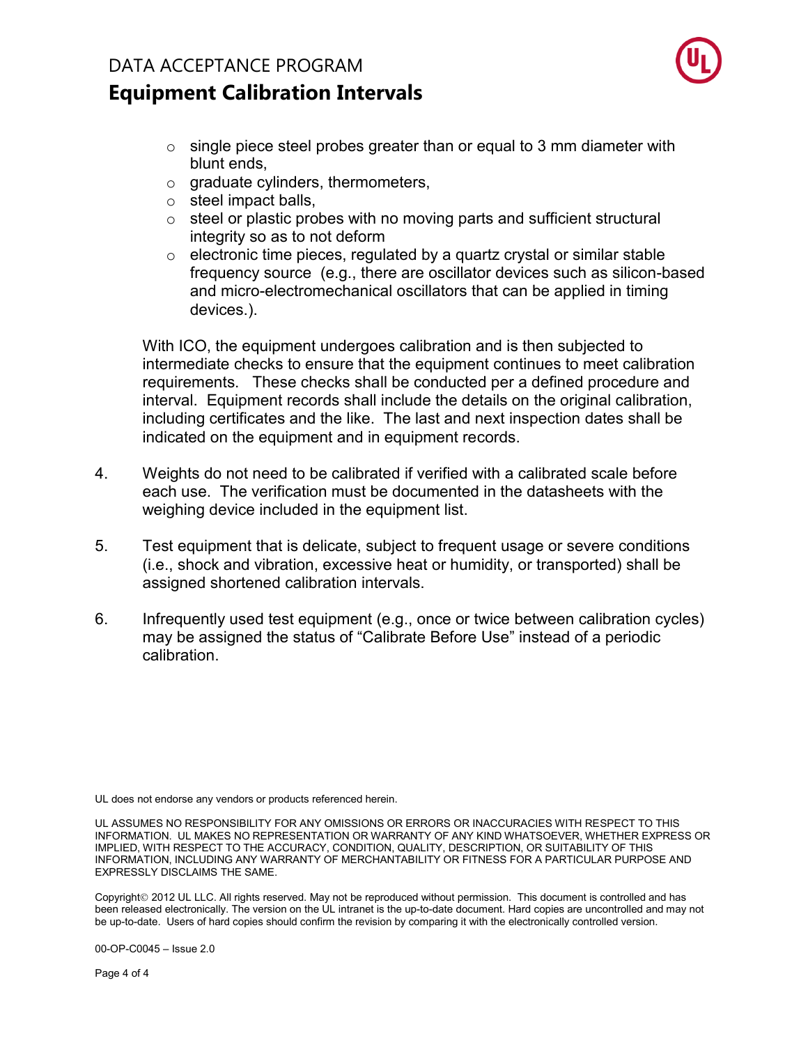- single piece steel probes greater than or equal to 3 mm diameter with blunt ends,
- graduate cylinders, thermometers,
- steel impact balls,
- steel or plastic probes with no moving parts and sufficient structural integrity so as to not deform
- electronic time pieces, regulated by a quartz crystal or similar stable frequency source (e.g., there are oscillator devices such as silicon-based and micro-electromechanical oscillators that can be applied in timing devices.).

With ICO, the equipment undergoes calibration and is then subjected to intermediate checks to ensure that the equipment continues to meet calibration requirements. These checks shall be conducted per a defined procedure and interval. Equipment records shall include the details on the original calibration, including certificates and the like. The last and next inspection dates shall be indicated on the equipment and in equipment records.

4. Weights do not need to be calibrated if verified with a calibrated scale before each use. The verification must be documented in the datasheets with the weighing device included in the equipment list.

5. Test equipment that is delicate, subject to frequent usage or severe conditions (i.e., shock and vibration, excessive heat or humidity, or transported) shall be assigned shortened calibration intervals.

6. Infrequently used test equipment (e.g., once or twice between calibration cycles) may be assigned the status of "Calibrate Before Use" instead of a periodic calibration.

UL does not endorse any vendors or products referenced herein.

UL ASSUMES NO RESPONSIBILITY FOR ANY OMISSIONS OR ERRORS OR INACCURACIES WITH RESPECT TO THIS INFORMATION. UL MAKES NO REPRESENTATION OR WARRANTY OF ANY KIND WHATSOEVER, WHETHER EXPRESS OR IMPLIED, WITH RESPECT TO THE ACCURACY, CONDITION, QUALITY, DESCRIPTION, OR SUITABILITY OF THIS INFORMATION, INCLUDING ANY WARRANTY OF MERCHANTABILITY OR FITNESS FOR A PARTICULAR PURPOSE AND EXPRESSLY DISCLAIMS THE SAME.

Copyright© 2012 UL LLC. All rights reserved. May not be reproduced without permission. This document is controlled and has been released electronically. The version on the UL intranet is the up-to-date document. Hard copies are uncontrolled and may not be up-to-date. Users of hard copies should confirm the revision by comparing it with the electronically controlled version.

00-OP-C0045 – Issue 2.0